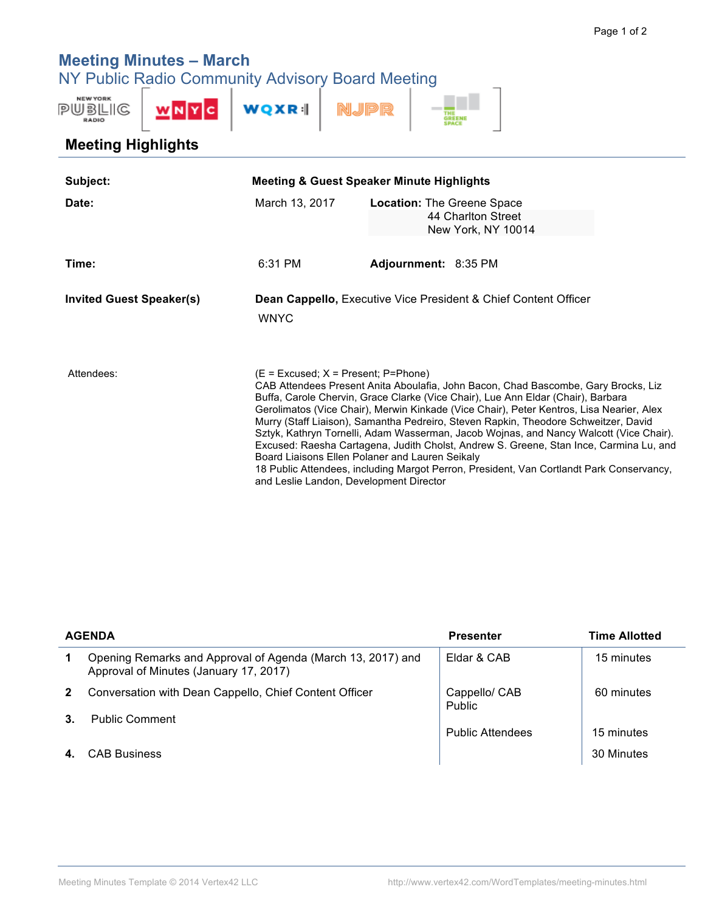# Meeting Minutes – March

## NY Public Radio Community Advisory Board Meeting

### Meeting Highlights

| | | | |
|---|---|---|---|
| **Subject:** | **Meeting & Guest Speaker Minute Highlights** | | |
| **Date:** | March 13, 2017 | **Location:** | The Greene Space<br>44 Charlton Street<br>New York, NY 10014 |
| **Time:** | 6:31 PM | **Adjournment:** | 8:35 PM |
| **Invited Guest Speaker(s)** | **Dean Cappello,** Executive Vice President & Chief Content Officer<br>WNYC | | |

Attendees:

(E = Excused; X = Present; P=Phone)
CAB Attendees Present Anita Aboulafia, John Bacon, Chad Bascombe, Gary Brocks, Liz Buffa, Carole Chervin, Grace Clarke (Vice Chair), Lue Ann Eldar (Chair), Barbara Gerolimatos (Vice Chair), Merwin Kinkade (Vice Chair), Peter Kentros, Lisa Nearier, Alex Murry (Staff Liaison), Samantha Pedreiro, Steven Rapkin, Theodore Schweitzer, David Sztyk, Kathryn Tornelli, Adam Wasserman, Jacob Wojnas, and Nancy Walcott (Vice Chair).
Excused: Raesha Cartagena, Judith Cholst, Andrew S. Greene, Stan Ince, Carmina Lu, and Board Liaisons Ellen Polaner and Lauren Seikaly
18 Public Attendees, including Margot Perron, President, Van Cortlandt Park Conservancy, and Leslie Landon, Development Director

| | AGENDA | Presenter | Time Allotted |
|---|---|---|---|
| 1 | Opening Remarks and Approval of Agenda (March 13, 2017) and Approval of Minutes (January 17, 2017) | Eldar & CAB | 15 minutes |
| 2 | Conversation with Dean Cappello, Chief Content Officer | Cappello/ CAB<br>Public | 60 minutes |
| 3. | Public Comment | Public Attendees | 15 minutes |
| 4. | CAB Business | | 30 Minutes |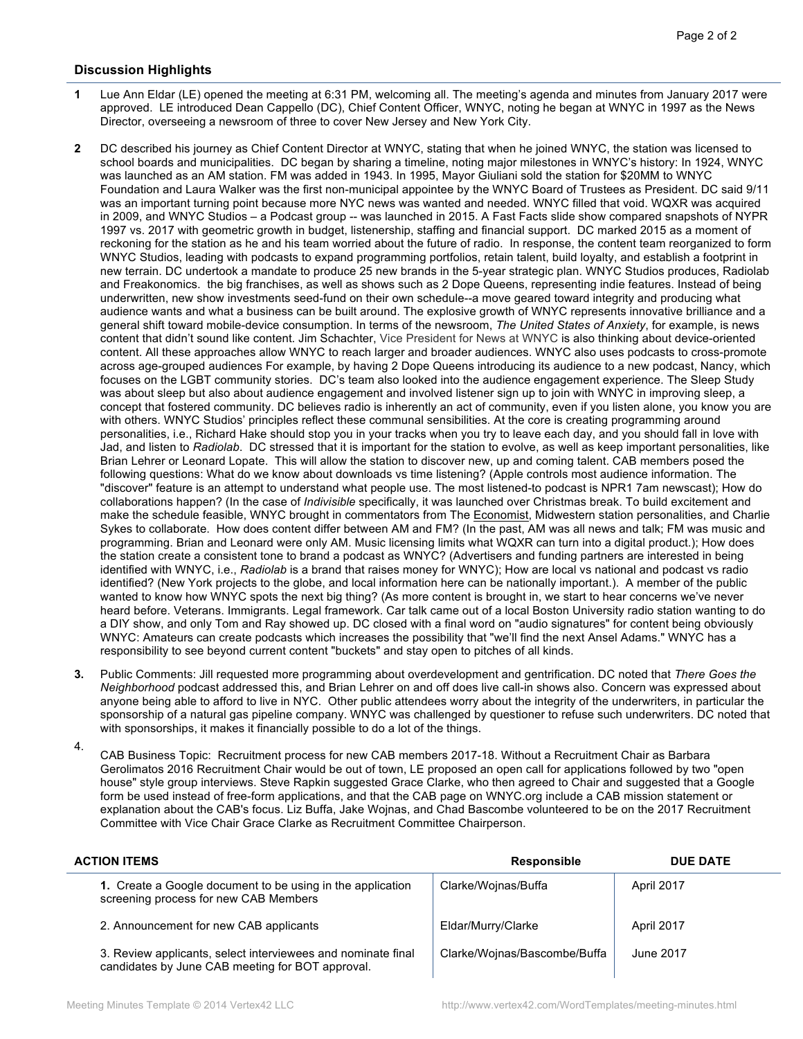## Discussion Highlights

**1** Lue Ann Eldar (LE) opened the meeting at 6:31 PM, welcoming all. The meeting's agenda and minutes from January 2017 were approved. LE introduced Dean Cappello (DC), Chief Content Officer, WNYC, noting he began at WNYC in 1997 as the News Director, overseeing a newsroom of three to cover New Jersey and New York City.

**2** DC described his journey as Chief Content Director at WNYC, stating that when he joined WNYC, the station was licensed to school boards and municipalities. DC began by sharing a timeline, noting major milestones in WNYC's history: In 1924, WNYC was launched as an AM station. FM was added in 1943. In 1995, Mayor Giuliani sold the station for $20MM to WNYC Foundation and Laura Walker was the first non-municipal appointee by the WNYC Board of Trustees as President. DC said 9/11 was an important turning point because more NYC news was wanted and needed. WNYC filled that void. WQXR was acquired in 2009, and WNYC Studios – a Podcast group -- was launched in 2015. A Fast Facts slide show compared snapshots of NYPR 1997 vs. 2017 with geometric growth in budget, listenership, staffing and financial support. DC marked 2015 as a moment of reckoning for the station as he and his team worried about the future of radio. In response, the content team reorganized to form WNYC Studios, leading with podcasts to expand programming portfolios, retain talent, build loyalty, and establish a footprint in new terrain. DC undertook a mandate to produce 25 new brands in the 5-year strategic plan. WNYC Studios produces, Radiolab and Freakonomics. the big franchises, as well as shows such as 2 Dope Queens, representing indie features. Instead of being underwritten, new show investments seed-fund on their own schedule--a move geared toward integrity and producing what audience wants and what a business can be built around. The explosive growth of WNYC represents innovative brilliance and a general shift toward mobile-device consumption. In terms of the newsroom, *The United States of Anxiety*, for example, is news content that didn't sound like content. Jim Schachter, Vice President for News at WNYC is also thinking about device-oriented content. All these approaches allow WNYC to reach larger and broader audiences. WNYC also uses podcasts to cross-promote across age-grouped audiences For example, by having 2 Dope Queens introducing its audience to a new podcast, Nancy, which focuses on the LGBT community stories. DC's team also looked into the audience engagement experience. The Sleep Study was about sleep but also about audience engagement and involved listener sign up to join with WNYC in improving sleep, a concept that fostered community. DC believes radio is inherently an act of community, even if you listen alone, you know you are with others. WNYC Studios' principles reflect these communal sensibilities. At the core is creating programming around personalities, i.e., Richard Hake should stop you in your tracks when you try to leave each day, and you should fall in love with Jad, and listen to *Radiolab*. DC stressed that it is important for the station to evolve, as well as keep important personalities, like Brian Lehrer or Leonard Lopate. This will allow the station to discover new, up and coming talent. CAB members posed the following questions: What do we know about downloads vs time listening? (Apple controls most audience information. The "discover" feature is an attempt to understand what people use. The most listened-to podcast is NPR1 7am newscast); How do collaborations happen? (In the case of *Indivisible* specifically, it was launched over Christmas break. To build excitement and make the schedule feasible, WNYC brought in commentators from The Economist, Midwestern station personalities, and Charlie Sykes to collaborate. How does content differ between AM and FM? (In the past, AM was all news and talk; FM was music and programming. Brian and Leonard were only AM. Music licensing limits what WQXR can turn into a digital product.); How does the station create a consistent tone to brand a podcast as WNYC? (Advertisers and funding partners are interested in being identified with WNYC, i.e., *Radiolab* is a brand that raises money for WNYC); How are local vs national and podcast vs radio identified? (New York projects to the globe, and local information here can be nationally important.). A member of the public wanted to know how WNYC spots the next big thing? (As more content is brought in, we start to hear concerns we've never heard before. Veterans. Immigrants. Legal framework. Car talk came out of a local Boston University radio station wanting to do a DIY show, and only Tom and Ray showed up. DC closed with a final word on "audio signatures" for content being obviously WNYC: Amateurs can create podcasts which increases the possibility that "we'll find the next Ansel Adams." WNYC has a responsibility to see beyond current content "buckets" and stay open to pitches of all kinds.

**3.** Public Comments: Jill requested more programming about overdevelopment and gentrification. DC noted that *There Goes the Neighborhood* podcast addressed this, and Brian Lehrer on and off does live call-in shows also. Concern was expressed about anyone being able to afford to live in NYC. Other public attendees worry about the integrity of the underwriters, in particular the sponsorship of a natural gas pipeline company. WNYC was challenged by questioner to refuse such underwriters. DC noted that with sponsorships, it makes it financially possible to do a lot of the things.

4. CAB Business Topic: Recruitment process for new CAB members 2017-18. Without a Recruitment Chair as Barbara Gerolimatos 2016 Recruitment Chair would be out of town, LE proposed an open call for applications followed by two "open house" style group interviews. Steve Rapkin suggested Grace Clarke, who then agreed to Chair and suggested that a Google form be used instead of free-form applications, and that the CAB page on WNYC.org include a CAB mission statement or explanation about the CAB's focus. Liz Buffa, Jake Wojnas, and Chad Bascombe volunteered to be on the 2017 Recruitment Committee with Vice Chair Grace Clarke as Recruitment Committee Chairperson.

| ACTION ITEMS | Responsible | DUE DATE |
|---|---|---|
| **1.** Create a Google document to be using in the application screening process for new CAB Members | Clarke/Wojnas/Buffa | April 2017 |
| 2. Announcement for new CAB applicants | Eldar/Murry/Clarke | April 2017 |
| 3. Review applicants, select interviewees and nominate final candidates by June CAB meeting for BOT approval. | Clarke/Wojnas/Bascombe/Buffa | June 2017 |